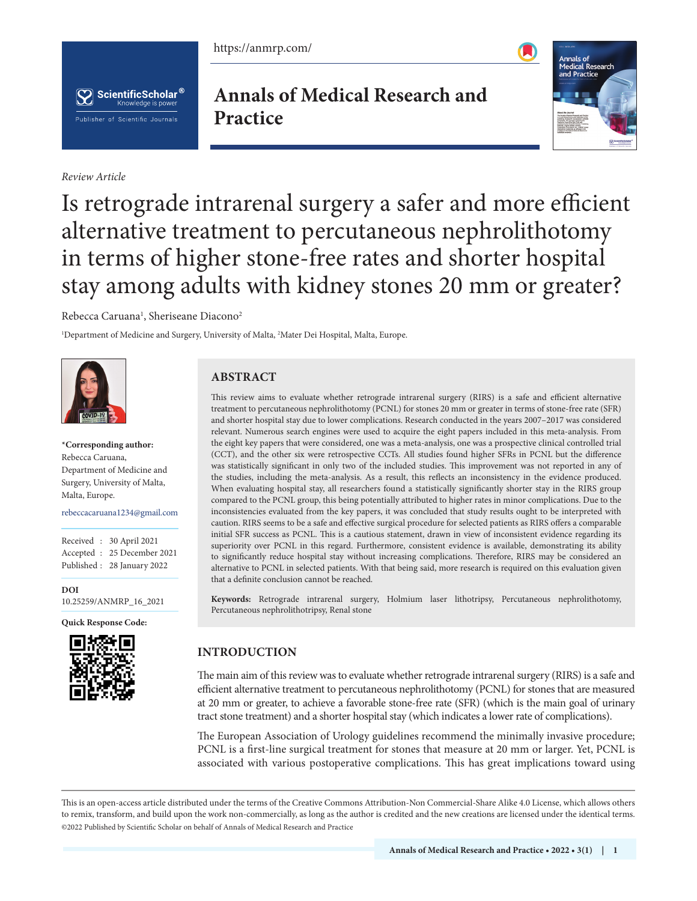*Review Article*

# Is retrograde intrarenal surgery a safer and more efficient alternative treatment to percutaneous nephrolithotomy in terms of higher stone-free rates and shorter hospital stay among adults with kidney stones 20 mm or greater?

Rebecca Caruana[1], Sheriseane Diacono[2]

[1]Department of Medicine and Surgery, University of Malta, [2]Mater Dei Hospital, Malta, Europe.

**\*Corresponding author:**
Rebecca Caruana,
Department of Medicine and Surgery, University of Malta, Malta, Europe.

rebeccacaruana1234@gmail.com

Received : 30 April 2021
Accepted : 25 December 2021
Published : 28 January 2022

**DOI**
10.25259/ANMRP_16_2021

**Quick Response Code:**

## ABSTRACT

This review aims to evaluate whether retrograde intrarenal surgery (RIRS) is a safe and efficient alternative treatment to percutaneous nephrolithotomy (PCNL) for stones 20 mm or greater in terms of stone-free rate (SFR) and shorter hospital stay due to lower complications. Research conducted in the years 2007–2017 was considered relevant. Numerous search engines were used to acquire the eight papers included in this meta-analysis. From the eight key papers that were considered, one was a meta-analysis, one was a prospective clinical controlled trial (CCT), and the other six were retrospective CCTs. All studies found higher SFRs in PCNL but the difference was statistically significant in only two of the included studies. This improvement was not reported in any of the studies, including the meta-analysis. As a result, this reflects an inconsistency in the evidence produced. When evaluating hospital stay, all researchers found a statistically significantly shorter stay in the RIRS group compared to the PCNL group, this being potentially attributed to higher rates in minor complications. Due to the inconsistencies evaluated from the key papers, it was concluded that study results ought to be interpreted with caution. RIRS seems to be a safe and effective surgical procedure for selected patients as RIRS offers a comparable initial SFR success as PCNL. This is a cautious statement, drawn in view of inconsistent evidence regarding its superiority over PCNL in this regard. Furthermore, consistent evidence is available, demonstrating its ability to significantly reduce hospital stay without increasing complications. Therefore, RIRS may be considered an alternative to PCNL in selected patients. With that being said, more research is required on this evaluation given that a definite conclusion cannot be reached.

**Keywords:** Retrograde intrarenal surgery, Holmium laser lithotripsy, Percutaneous nephrolithotomy, Percutaneous nephrolithotripsy, Renal stone

## INTRODUCTION

The main aim of this review was to evaluate whether retrograde intrarenal surgery (RIRS) is a safe and efficient alternative treatment to percutaneous nephrolithotomy (PCNL) for stones that are measured at 20 mm or greater, to achieve a favorable stone-free rate (SFR) (which is the main goal of urinary tract stone treatment) and a shorter hospital stay (which indicates a lower rate of complications).

The European Association of Urology guidelines recommend the minimally invasive procedure; PCNL is a first-line surgical treatment for stones that measure at 20 mm or larger. Yet, PCNL is associated with various postoperative complications. This has great implications toward using

This is an open-access article distributed under the terms of the Creative Commons Attribution-Non Commercial-Share Alike 4.0 License, which allows others to remix, transform, and build upon the work non-commercially, as long as the author is credited and the new creations are licensed under the identical terms.
©2022 Published by Scientific Scholar on behalf of Annals of Medical Research and Practice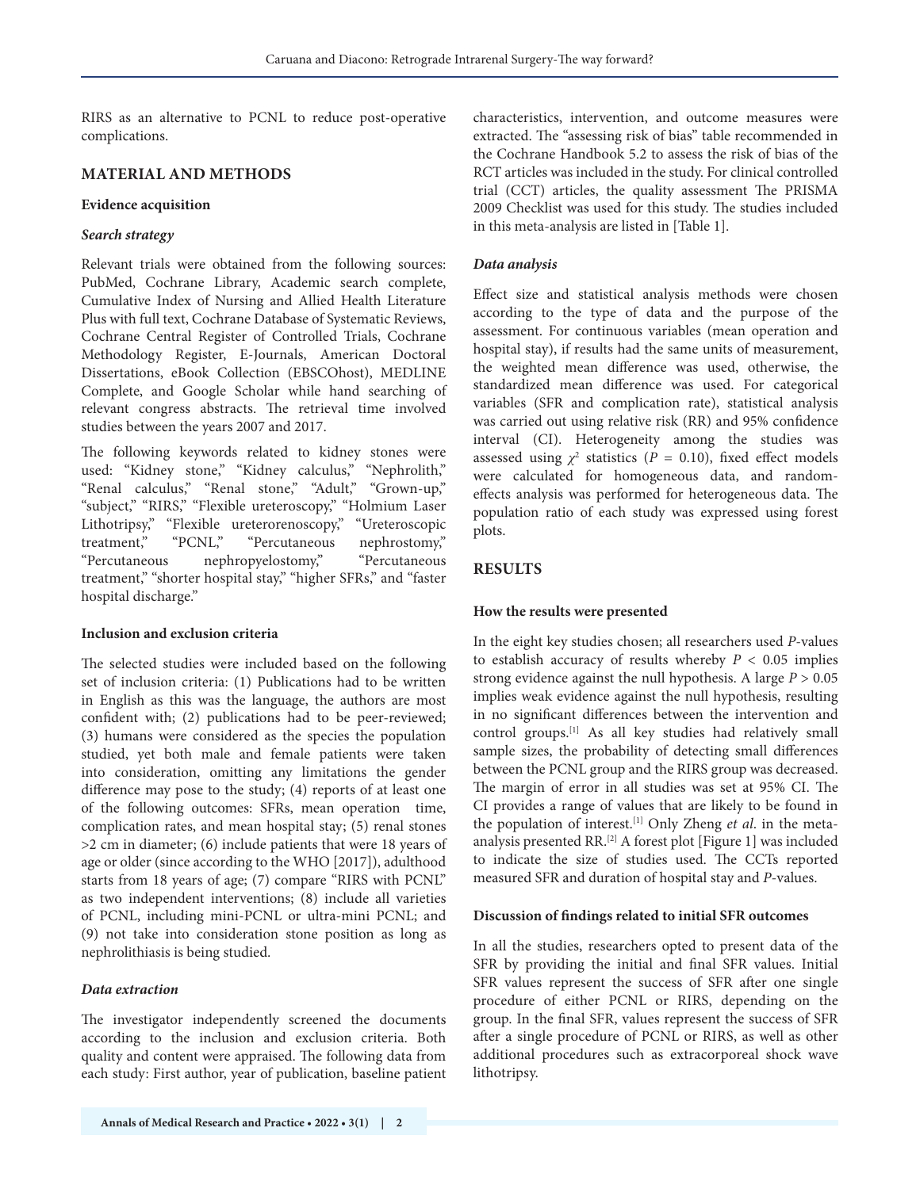RIRS as an alternative to PCNL to reduce post-operative complications.

## MATERIAL AND METHODS

### Evidence acquisition

#### *Search strategy*

Relevant trials were obtained from the following sources: PubMed, Cochrane Library, Academic search complete, Cumulative Index of Nursing and Allied Health Literature Plus with full text, Cochrane Database of Systematic Reviews, Cochrane Central Register of Controlled Trials, Cochrane Methodology Register, E-Journals, American Doctoral Dissertations, eBook Collection (EBSCOhost), MEDLINE Complete, and Google Scholar while hand searching of relevant congress abstracts. The retrieval time involved studies between the years 2007 and 2017.

The following keywords related to kidney stones were used: "Kidney stone," "Kidney calculus," "Nephrolith," "Renal calculus," "Renal stone," "Adult," "Grown-up," "subject," "RIRS," "Flexible ureteroscopy," "Holmium Laser Lithotripsy," "Flexible ureterorenoscopy," "Ureteroscopic treatment," "PCNL," "Percutaneous nephrostomy," "Percutaneous nephropyelostomy," "Percutaneous treatment," "shorter hospital stay," "higher SFRs," and "faster hospital discharge."

### Inclusion and exclusion criteria

The selected studies were included based on the following set of inclusion criteria: (1) Publications had to be written in English as this was the language, the authors are most confident with; (2) publications had to be peer-reviewed; (3) humans were considered as the species the population studied, yet both male and female patients were taken into consideration, omitting any limitations the gender difference may pose to the study; (4) reports of at least one of the following outcomes: SFRs, mean operation time, complication rates, and mean hospital stay; (5) renal stones >2 cm in diameter; (6) include patients that were 18 years of age or older (since according to the WHO [2017]), adulthood starts from 18 years of age; (7) compare "RIRS with PCNL" as two independent interventions; (8) include all varieties of PCNL, including mini-PCNL or ultra-mini PCNL; and (9) not take into consideration stone position as long as nephrolithiasis is being studied.

#### *Data extraction*

The investigator independently screened the documents according to the inclusion and exclusion criteria. Both quality and content were appraised. The following data from each study: First author, year of publication, baseline patient characteristics, intervention, and outcome measures were extracted. The "assessing risk of bias" table recommended in the Cochrane Handbook 5.2 to assess the risk of bias of the RCT articles was included in the study. For clinical controlled trial (CCT) articles, the quality assessment The PRISMA 2009 Checklist was used for this study. The studies included in this meta-analysis are listed in [Table 1].

#### *Data analysis*

Effect size and statistical analysis methods were chosen according to the type of data and the purpose of the assessment. For continuous variables (mean operation and hospital stay), if results had the same units of measurement, the weighted mean difference was used, otherwise, the standardized mean difference was used. For categorical variables (SFR and complication rate), statistical analysis was carried out using relative risk (RR) and 95% confidence interval (CI). Heterogeneity among the studies was assessed using $\chi^2$ statistics ($P = 0.10$), fixed effect models were calculated for homogeneous data, and random-effects analysis was performed for heterogeneous data. The population ratio of each study was expressed using forest plots.

## RESULTS

### How the results were presented

In the eight key studies chosen; all researchers used *P*-values to establish accuracy of results whereby $P < 0.05$ implies strong evidence against the null hypothesis. A large $P > 0.05$ implies weak evidence against the null hypothesis, resulting in no significant differences between the intervention and control groups.[1] As all key studies had relatively small sample sizes, the probability of detecting small differences between the PCNL group and the RIRS group was decreased. The margin of error in all studies was set at 95% CI. The CI provides a range of values that are likely to be found in the population of interest.[1] Only Zheng *et al*. in the meta-analysis presented RR.[2] A forest plot [Figure 1] was included to indicate the size of studies used. The CCTs reported measured SFR and duration of hospital stay and *P*-values.

### Discussion of findings related to initial SFR outcomes

In all the studies, researchers opted to present data of the SFR by providing the initial and final SFR values. Initial SFR values represent the success of SFR after one single procedure of either PCNL or RIRS, depending on the group. In the final SFR, values represent the success of SFR after a single procedure of PCNL or RIRS, as well as other additional procedures such as extracorporeal shock wave lithotripsy.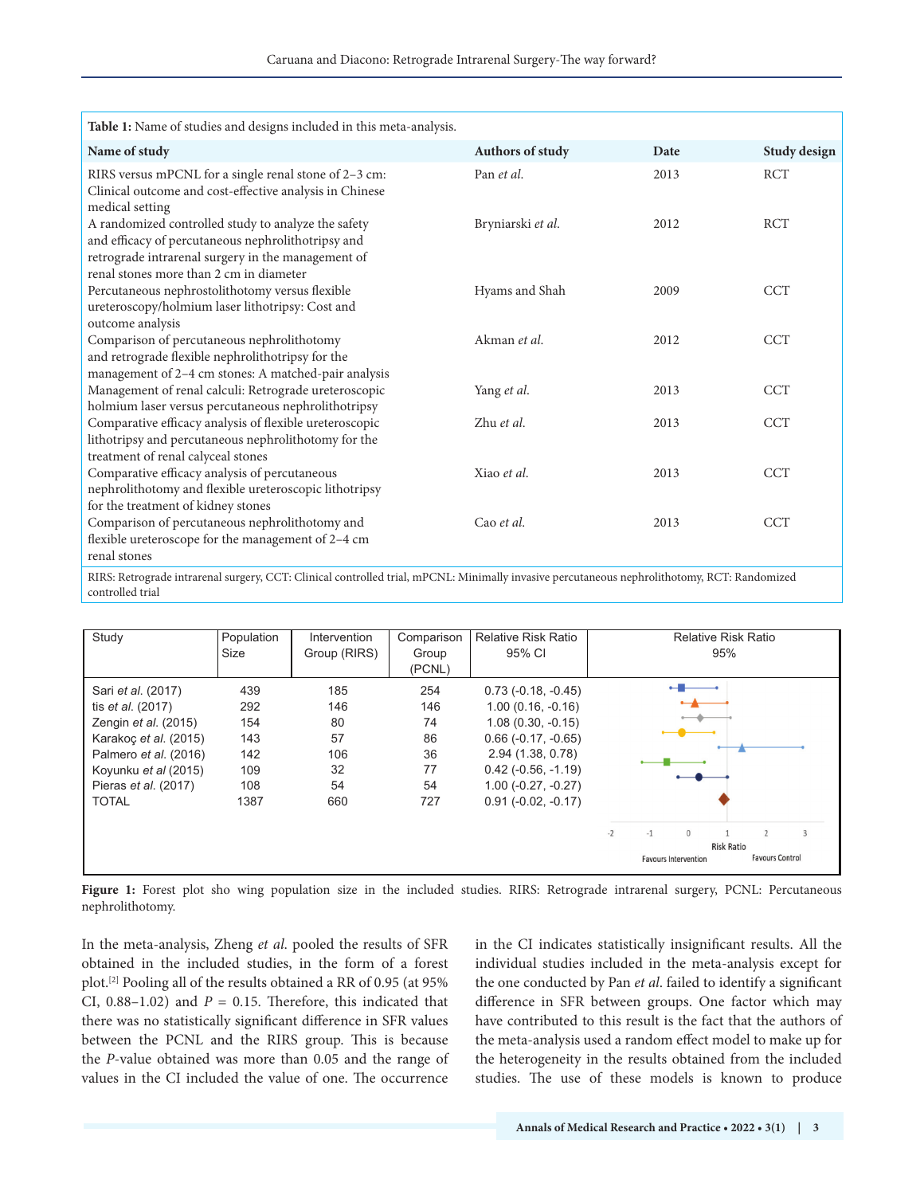**Table 1:** Name of studies and designs included in this meta-analysis.

| Name of study | Authors of study | Date | Study design |
|---|---|---|---|
| RIRS versus mPCNL for a single renal stone of 2–3 cm: Clinical outcome and cost-effective analysis in Chinese medical setting | Pan *et al.* | 2013 | RCT |
| A randomized controlled study to analyze the safety and efficacy of percutaneous nephrolithotripsy and retrograde intrarenal surgery in the management of renal stones more than 2 cm in diameter | Bryniarski *et al.* | 2012 | RCT |
| Percutaneous nephrostolithotomy versus flexible ureteroscopy/holmium laser lithotripsy: Cost and outcome analysis | Hyams and Shah | 2009 | CCT |
| Comparison of percutaneous nephrolithotomy and retrograde flexible nephrolithotripsy for the management of 2–4 cm stones: A matched-pair analysis | Akman *et al.* | 2012 | CCT |
| Management of renal calculi: Retrograde ureteroscopic holmium laser versus percutaneous nephrolithotripsy | Yang *et al.* | 2013 | CCT |
| Comparative efficacy analysis of flexible ureteroscopic lithotripsy and percutaneous nephrolithotomy for the treatment of renal calyceal stones | Zhu *et al.* | 2013 | CCT |
| Comparative efficacy analysis of percutaneous nephrolithotomy and flexible ureteroscopic lithotripsy for the treatment of kidney stones | Xiao *et al.* | 2013 | CCT |
| Comparison of percutaneous nephrolithotomy and flexible ureteroscope for the management of 2–4 cm renal stones | Cao *et al.* | 2013 | CCT |

RIRS: Retrograde intrarenal surgery, CCT: Clinical controlled trial, mPCNL: Minimally invasive percutaneous nephrolithotomy, RCT: Randomized controlled trial

| Study | Population Size | Intervention Group (RIRS) | Comparison Group (PCNL) | Relative Risk Ratio 95% CI |
|---|---|---|---|---|
| Sari *et al.* (2017) | 439 | 185 | 254 | 0.73 (-0.18, -0.45) |
| tis *et al.* (2017) | 292 | 146 | 146 | 1.00 (0.16, -0.16) |
| Zengin *et al.* (2015) | 154 | 80 | 74 | 1.08 (0.30, -0.15) |
| Karakoç *et al.* (2015) | 143 | 57 | 86 | 0.66 (-0.17, -0.65) |
| Palmero *et al.* (2016) | 142 | 106 | 36 | 2.94 (1.38, 0.78) |
| Koyunku *et al* (2015) | 109 | 32 | 77 | 0.42 (-0.56, -1.19) |
| Pieras *et al.* (2017) | 108 | 54 | 54 | 1.00 (-0.27, -0.27) |
| TOTAL | 1387 | 660 | 727 | 0.91 (-0.02, -0.17) |

Risk Ratio — Favours Intervention / Favours Control

**Figure 1:** Forest plot sho wing population size in the included studies. RIRS: Retrograde intrarenal surgery, PCNL: Percutaneous nephrolithotomy.

In the meta-analysis, Zheng *et al.* pooled the results of SFR obtained in the included studies, in the form of a forest plot.[2] Pooling all of the results obtained a RR of 0.95 (at 95% CI, 0.88–1.02) and $P = 0.15$. Therefore, this indicated that there was no statistically significant difference in SFR values between the PCNL and the RIRS group. This is because the *P*-value obtained was more than 0.05 and the range of values in the CI included the value of one. The occurrence in the CI indicates statistically insignificant results. All the individual studies included in the meta-analysis except for the one conducted by Pan *et al.* failed to identify a significant difference in SFR between groups. One factor which may have contributed to this result is the fact that the authors of the meta-analysis used a random effect model to make up for the heterogeneity in the results obtained from the included studies. The use of these models is known to produce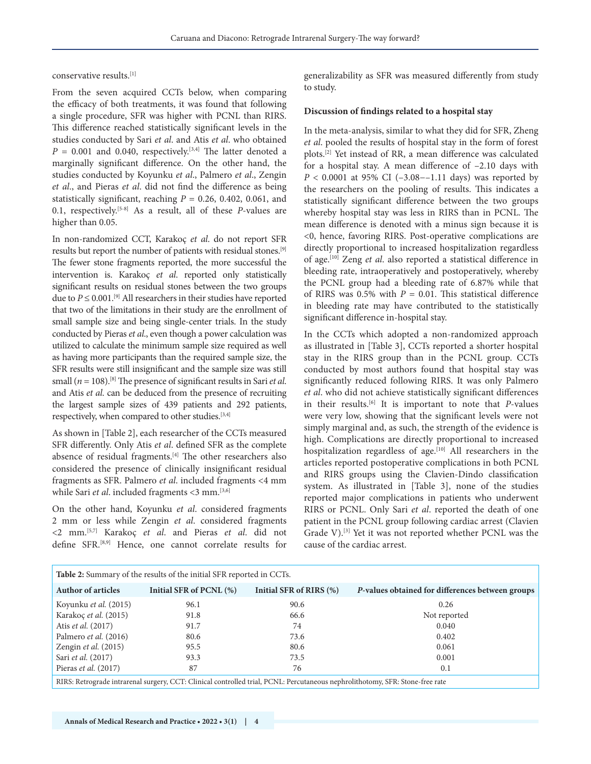conservative results.[1]

From the seven acquired CCTs below, when comparing the efficacy of both treatments, it was found that following a single procedure, SFR was higher with PCNL than RIRS. This difference reached statistically significant levels in the studies conducted by Sari *et al*. and Atis *et al*. who obtained $P = 0.001$ and 0.040, respectively.[3,4] The latter denoted a marginally significant difference. On the other hand, the studies conducted by Koyunku *et al*., Palmero *et al*., Zengin *et al*., and Pieras *et al*. did not find the difference as being statistically significant, reaching $P = 0.26$, 0.402, 0.061, and 0.1, respectively.[5-8] As a result, all of these *P*-values are higher than 0.05.

In non-randomized CCT, Karakoç *et al*. do not report SFR results but report the number of patients with residual stones.[9] The fewer stone fragments reported, the more successful the intervention is. Karakoç *et al*. reported only statistically significant results on residual stones between the two groups due to $P \leq 0.001$.[9] All researchers in their studies have reported that two of the limitations in their study are the enrollment of small sample size and being single-center trials. In the study conducted by Pieras *et al*., even though a power calculation was utilized to calculate the minimum sample size required as well as having more participants than the required sample size, the SFR results were still insignificant and the sample size was still small ($n = 108$).[8] The presence of significant results in Sari *et al*. and Atis *et al*. can be deduced from the presence of recruiting the largest sample sizes of 439 patients and 292 patients, respectively, when compared to other studies.[3,4]

As shown in [Table 2], each researcher of the CCTs measured SFR differently. Only Atis *et al*. defined SFR as the complete absence of residual fragments.[4] The other researchers also considered the presence of clinically insignificant residual fragments as SFR. Palmero *et al*. included fragments <4 mm while Sari *et al*. included fragments <3 mm.[3,6]

On the other hand, Koyunku *et al*. considered fragments 2 mm or less while Zengin *et al*. considered fragments <2 mm.[5,7] Karakoç *et al*. and Pieras *et al*. did not define SFR.[8,9] Hence, one cannot correlate results for generalizability as SFR was measured differently from study to study.

**Discussion of findings related to a hospital stay**

In the meta-analysis, similar to what they did for SFR, Zheng *et al*. pooled the results of hospital stay in the form of forest plots.[2] Yet instead of RR, a mean difference was calculated for a hospital stay. A mean difference of –2.10 days with $P < 0.0001$ at 95% CI (–3.08––1.11 days) was reported by the researchers on the pooling of results. This indicates a statistically significant difference between the two groups whereby hospital stay was less in RIRS than in PCNL. The mean difference is denoted with a minus sign because it is <0, hence, favoring RIRS. Post-operative complications are directly proportional to increased hospitalization regardless of age.[10] Zeng *et al*. also reported a statistical difference in bleeding rate, intraoperatively and postoperatively, whereby the PCNL group had a bleeding rate of 6.87% while that of RIRS was 0.5% with $P = 0.01$. This statistical difference in bleeding rate may have contributed to the statistically significant difference in-hospital stay.

In the CCTs which adopted a non-randomized approach as illustrated in [Table 3], CCTs reported a shorter hospital stay in the RIRS group than in the PCNL group. CCTs conducted by most authors found that hospital stay was significantly reduced following RIRS. It was only Palmero *et al*. who did not achieve statistically significant differences in their results.[6] It is important to note that *P*-values were very low, showing that the significant levels were not simply marginal and, as such, the strength of the evidence is high. Complications are directly proportional to increased hospitalization regardless of age.[10] All researchers in the articles reported postoperative complications in both PCNL and RIRS groups using the Clavien-Dindo classification system. As illustrated in [Table 3], none of the studies reported major complications in patients who underwent RIRS or PCNL. Only Sari *et al*. reported the death of one patient in the PCNL group following cardiac arrest (Clavien Grade V).[3] Yet it was not reported whether PCNL was the cause of the cardiac arrest.

**Table 2:** Summary of the results of the initial SFR reported in CCTs.

| Author of articles | Initial SFR of PCNL (%) | Initial SFR of RIRS (%) | *P*-values obtained for differences between groups |
|---|---|---|---|
| Koyunku *et al.* (2015) | 96.1 | 90.6 | 0.26 |
| Karakoç *et al.* (2015) | 91.8 | 66.6 | Not reported |
| Atis *et al.* (2017) | 91.7 | 74 | 0.040 |
| Palmero *et al.* (2016) | 80.6 | 73.6 | 0.402 |
| Zengin *et al.* (2015) | 95.5 | 80.6 | 0.061 |
| Sari *et al.* (2017) | 93.3 | 73.5 | 0.001 |
| Pieras *et al.* (2017) | 87 | 76 | 0.1 |

RIRS: Retrograde intrarenal surgery, CCT: Clinical controlled trial, PCNL: Percutaneous nephrolithotomy, SFR: Stone-free rate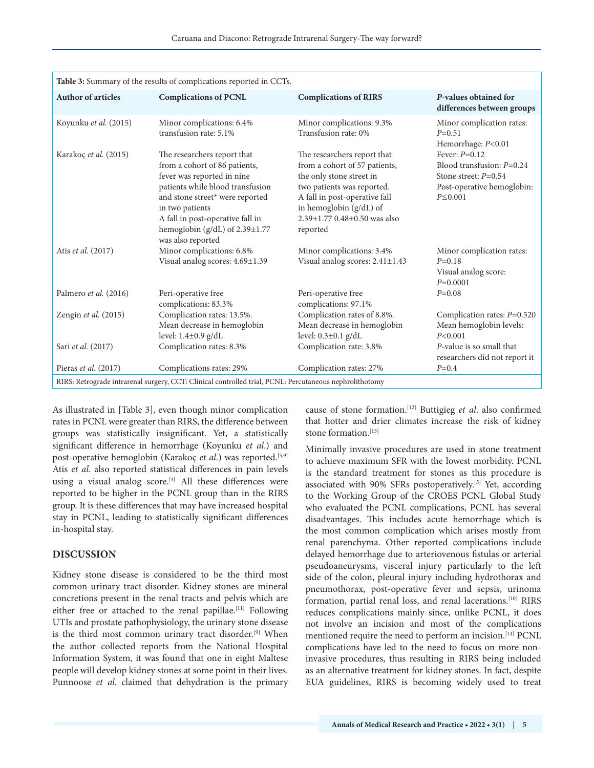**Table 3:** Summary of the results of complications reported in CCTs.

| Author of articles | Complications of PCNL | Complications of RIRS | *P*-values obtained for differences between groups |
|---|---|---|---|
| Koyunku *et al.* (2015) | Minor complications: 6.4% transfusion rate: 5.1% | Minor complications: 9.3% Transfusion rate: 0% | Minor complication rates: *P*=0.51 Hemorrhage: *P*<0.01 |
| Karakoç *et al.* (2015) | The researchers report that from a cohort of 86 patients, fever was reported in nine patients while blood transfusion and stone street* were reported in two patients A fall in post-operative fall in hemoglobin (g/dL) of 2.39±1.77 was also reported | The researchers report that from a cohort of 57 patients, the only stone street in two patients was reported. A fall in post-operative fall in hemoglobin (g/dL) of 2.39±1.77 0.48±0.50 was also reported | Fever: *P*=0.12 Blood transfusion: *P*=0.24 Stone street: *P*=0.54 Post-operative hemoglobin: *P*≤0.001 |
| Atis *et al.* (2017) | Minor complications: 6.8% Visual analog scores: 4.69±1.39 | Minor complications: 3.4% Visual analog scores: 2.41±1.43 | Minor complication rates: *P*=0.18 Visual analog score: *P*=0.0001 |
| Palmero *et al.* (2016) | Peri-operative free complications: 83.3% | Peri-operative free complications: 97.1% | *P*=0.08 |
| Zengin *et al.* (2015) | Complication rates: 13.5%. Mean decrease in hemoglobin level: 1.4±0.9 g/dL | Complication rates of 8.8%. Mean decrease in hemoglobin level: 0.3±0.1 g/dL | Complication rates: *P*=0.520 Mean hemoglobin levels: *P*<0.001 |
| Sari *et al.* (2017) | Complication rates: 8.3% | Complication rate: 3.8% | *P*-value is so small that researchers did not report it |
| Pieras *et al.* (2017) | Complications rates: 29% | Complication rates: 27% | *P*=0.4 |

RIRS: Retrograde intrarenal surgery, CCT: Clinical controlled trial, PCNL: Percutaneous nephrolithotomy

As illustrated in [Table 3], even though minor complication rates in PCNL were greater than RIRS, the difference between groups was statistically insignificant. Yet, a statistically significant difference in hemorrhage (Koyunku *et al.*) and post-operative hemoglobin (Karakoç *et al.*) was reported.[5,9] Atis *et al*. also reported statistical differences in pain levels using a visual analog score.[4] All these differences were reported to be higher in the PCNL group than in the RIRS group. It is these differences that may have increased hospital stay in PCNL, leading to statistically significant differences in-hospital stay.

## DISCUSSION

Kidney stone disease is considered to be the third most common urinary tract disorder. Kidney stones are mineral concretions present in the renal tracts and pelvis which are either free or attached to the renal papillae.[11] Following UTIs and prostate pathophysiology, the urinary stone disease is the third most common urinary tract disorder.[9] When the author collected reports from the National Hospital Information System, it was found that one in eight Maltese people will develop kidney stones at some point in their lives. Punnoose *et al*. claimed that dehydration is the primary cause of stone formation.[12] Buttigieg *et al*. also confirmed that hotter and drier climates increase the risk of kidney stone formation.[13]

Minimally invasive procedures are used in stone treatment to achieve maximum SFR with the lowest morbidity. PCNL is the standard treatment for stones as this procedure is associated with 90% SFRs postoperatively.[5] Yet, according to the Working Group of the CROES PCNL Global Study who evaluated the PCNL complications, PCNL has several disadvantages. This includes acute hemorrhage which is the most common complication which arises mostly from renal parenchyma. Other reported complications include delayed hemorrhage due to arteriovenous fistulas or arterial pseudoaneurysms, visceral injury particularly to the left side of the colon, pleural injury including hydrothorax and pneumothorax, post-operative fever and sepsis, urinoma formation, partial renal loss, and renal lacerations.[10] RIRS reduces complications mainly since, unlike PCNL, it does not involve an incision and most of the complications mentioned require the need to perform an incision.[14] PCNL complications have led to the need to focus on more non-invasive procedures, thus resulting in RIRS being included as an alternative treatment for kidney stones. In fact, despite EUA guidelines, RIRS is becoming widely used to treat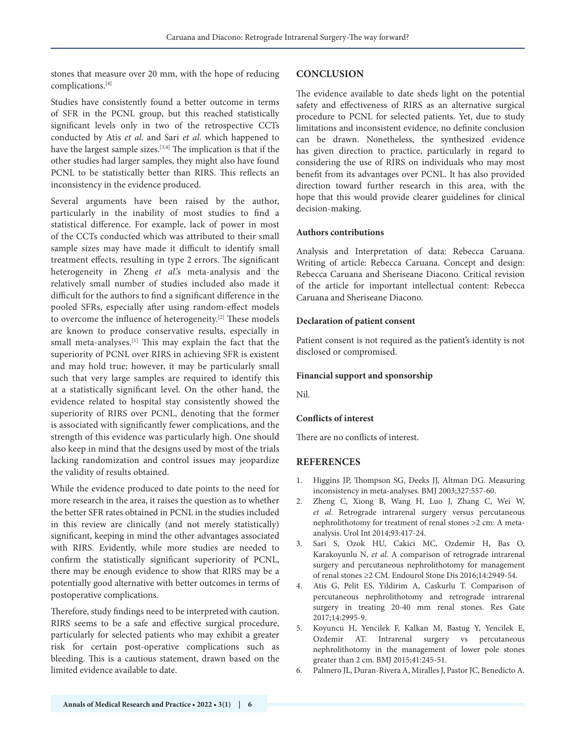stones that measure over 20 mm, with the hope of reducing complications.[4]

Studies have consistently found a better outcome in terms of SFR in the PCNL group, but this reached statistically significant levels only in two of the retrospective CCTs conducted by Atis *et al*. and Sari *et al*. which happened to have the largest sample sizes.[3,4] The implication is that if the other studies had larger samples, they might also have found PCNL to be statistically better than RIRS. This reflects an inconsistency in the evidence produced.

Several arguments have been raised by the author, particularly in the inability of most studies to find a statistical difference. For example, lack of power in most of the CCTs conducted which was attributed to their small sample sizes may have made it difficult to identify small treatment effects, resulting in type 2 errors. The significant heterogeneity in Zheng *et al*.'s meta-analysis and the relatively small number of studies included also made it difficult for the authors to find a significant difference in the pooled SFRs, especially after using random-effect models to overcome the influence of heterogeneity.[2] These models are known to produce conservative results, especially in small meta-analyses.[1] This may explain the fact that the superiority of PCNL over RIRS in achieving SFR is existent and may hold true; however, it may be particularly small such that very large samples are required to identify this at a statistically significant level. On the other hand, the evidence related to hospital stay consistently showed the superiority of RIRS over PCNL, denoting that the former is associated with significantly fewer complications, and the strength of this evidence was particularly high. One should also keep in mind that the designs used by most of the trials lacking randomization and control issues may jeopardize the validity of results obtained.

While the evidence produced to date points to the need for more research in the area, it raises the question as to whether the better SFR rates obtained in PCNL in the studies included in this review are clinically (and not merely statistically) significant, keeping in mind the other advantages associated with RIRS. Evidently, while more studies are needed to confirm the statistically significant superiority of PCNL, there may be enough evidence to show that RIRS may be a potentially good alternative with better outcomes in terms of postoperative complications.

Therefore, study findings need to be interpreted with caution. RIRS seems to be a safe and effective surgical procedure, particularly for selected patients who may exhibit a greater risk for certain post-operative complications such as bleeding. This is a cautious statement, drawn based on the limited evidence available to date.

## CONCLUSION

The evidence available to date sheds light on the potential safety and effectiveness of RIRS as an alternative surgical procedure to PCNL for selected patients. Yet, due to study limitations and inconsistent evidence, no definite conclusion can be drawn. Nonetheless, the synthesized evidence has given direction to practice, particularly in regard to considering the use of RIRS on individuals who may most benefit from its advantages over PCNL. It has also provided direction toward further research in this area, with the hope that this would provide clearer guidelines for clinical decision-making.

### Authors contributions

Analysis and Interpretation of data: Rebecca Caruana. Writing of article: Rebecca Caruana. Concept and design: Rebecca Caruana and Sheriseane Diacono. Critical revision of the article for important intellectual content: Rebecca Caruana and Sheriseane Diacono.

### Declaration of patient consent

Patient consent is not required as the patient's identity is not disclosed or compromised.

### Financial support and sponsorship

Nil.

### Conflicts of interest

There are no conflicts of interest.

## REFERENCES

1. Higgins JP, Thompson SG, Deeks JJ, Altman DG. Measuring inconsistency in meta-analyses. BMJ 2003;327:557-60.
2. Zheng C, Xiong B, Wang H, Luo J, Zhang C, Wei W, *et al*. Retrograde intrarenal surgery versus percutaneous nephrolithotomy for treatment of renal stones >2 cm: A meta-analysis. Urol Int 2014;93:417-24.
3. Sari S, Ozok HU, Cakici MC, Ozdemir H, Bas O, Karakoyunlu N, *et al*. A comparison of retrograde intrarenal surgery and percutaneous nephrolithotomy for management of renal stones ≥2 CM. Endourol Stone Dis 2016;14:2949-54.
4. Atis G, Pelit ES, Yildirim A, Caskurlu T. Comparison of percutaneous nephrolithotomy and retrograde intrarenal surgery in treating 20-40 mm renal stones. Res Gate 2017;14:2995-9.
5. Koyuncu H, Yencilek F, Kalkan M, Bastug Y, Yencilek E, Ozdemir AT. Intrarenal surgery vs percutaneous nephrolithotomy in the management of lower pole stones greater than 2 cm. BMJ 2015;41:245-51.
6. Palmero JL, Duran-Rivera A, Miralles J, Pastor JC, Benedicto A.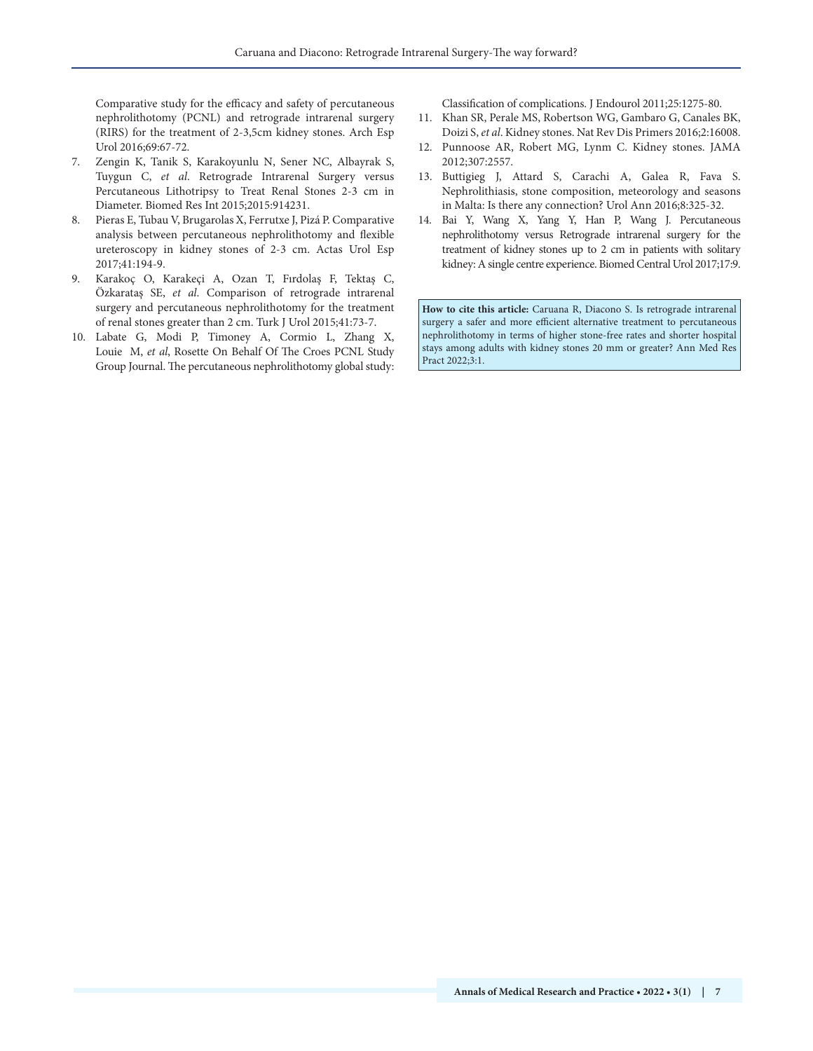Comparative study for the efficacy and safety of percutaneous nephrolithotomy (PCNL) and retrograde intrarenal surgery (RIRS) for the treatment of 2-3,5cm kidney stones. Arch Esp Urol 2016;69:67-72.

7. Zengin K, Tanik S, Karakoyunlu N, Sener NC, Albayrak S, Tuygun C, *et al*. Retrograde Intrarenal Surgery versus Percutaneous Lithotripsy to Treat Renal Stones 2-3 cm in Diameter. Biomed Res Int 2015;2015:914231.
8. Pieras E, Tubau V, Brugarolas X, Ferrutxe J, Pizá P. Comparative analysis between percutaneous nephrolithotomy and flexible ureteroscopy in kidney stones of 2-3 cm. Actas Urol Esp 2017;41:194-9.
9. Karakoç O, Karakeçi A, Ozan T, Fırdolaş F, Tektaş C, Özkarataş SE, *et al*. Comparison of retrograde intrarenal surgery and percutaneous nephrolithotomy for the treatment of renal stones greater than 2 cm. Turk J Urol 2015;41:73-7.
10. Labate G, Modi P, Timoney A, Cormio L, Zhang X, Louie M, *et al*, Rosette On Behalf Of The Croes PCNL Study Group Journal. The percutaneous nephrolithotomy global study: Classification of complications. J Endourol 2011;25:1275-80.
11. Khan SR, Perale MS, Robertson WG, Gambaro G, Canales BK, Doizi S, *et al*. Kidney stones. Nat Rev Dis Primers 2016;2:16008.
12. Punnoose AR, Robert MG, Lynm C. Kidney stones. JAMA 2012;307:2557.
13. Buttigieg J, Attard S, Carachi A, Galea R, Fava S. Nephrolithiasis, stone composition, meteorology and seasons in Malta: Is there any connection? Urol Ann 2016;8:325-32.
14. Bai Y, Wang X, Yang Y, Han P, Wang J. Percutaneous nephrolithotomy versus Retrograde intrarenal surgery for the treatment of kidney stones up to 2 cm in patients with solitary kidney: A single centre experience. Biomed Central Urol 2017;17:9.

**How to cite this article:** Caruana R, Diacono S. Is retrograde intrarenal surgery a safer and more efficient alternative treatment to percutaneous nephrolithotomy in terms of higher stone-free rates and shorter hospital stays among adults with kidney stones 20 mm or greater? Ann Med Res Pract 2022;3:1.